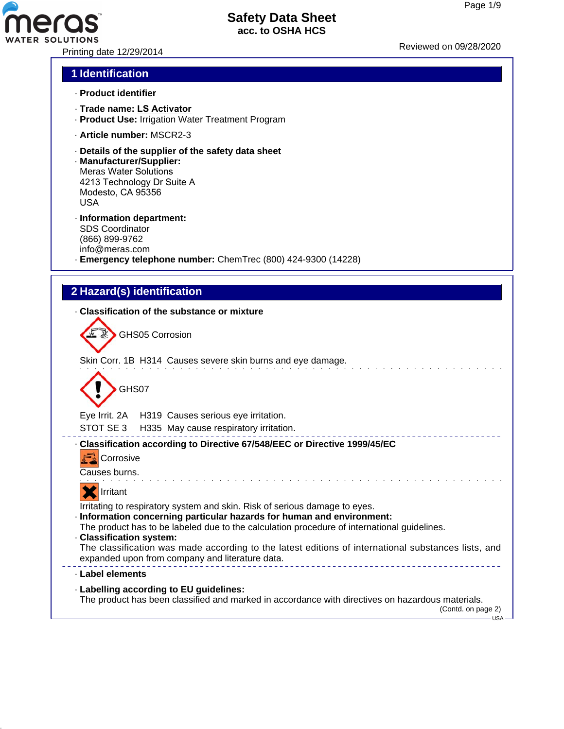# Safety Data Sheet
## acc. to OSHA HCS

Printing date 12/29/2014

Reviewed on 09/28/2020

## 1 Identification

· **Product identifier**

· **Trade name: LS Activator**
· **Product Use:** Irrigation Water Treatment Program

· **Article number:** MSCR2-3

· **Details of the supplier of the safety data sheet**
· **Manufacturer/Supplier:**
Meras Water Solutions
4213 Technology Dr Suite A
Modesto, CA 95356
USA

· **Information department:**
SDS Coordinator
(866) 899-9762
info@meras.com
· **Emergency telephone number:** ChemTrec (800) 424-9300 (14228)

## 2 Hazard(s) identification

· **Classification of the substance or mixture**

GHS05 Corrosion

Skin Corr. 1B H314 Causes severe skin burns and eye damage.

GHS07

Eye Irrit. 2A H319 Causes serious eye irritation.
STOT SE 3 H335 May cause respiratory irritation.

· **Classification according to Directive 67/548/EEC or Directive 1999/45/EC**

Corrosive

Causes burns.

Irritant

Irritating to respiratory system and skin. Risk of serious damage to eyes.
· **Information concerning particular hazards for human and environment:**
The product has to be labeled due to the calculation procedure of international guidelines.
· **Classification system:**
The classification was made according to the latest editions of international substances lists, and expanded upon from company and literature data.

· **Label elements**

· **Labelling according to EU guidelines:**
The product has been classified and marked in accordance with directives on hazardous materials.

(Contd. on page 2)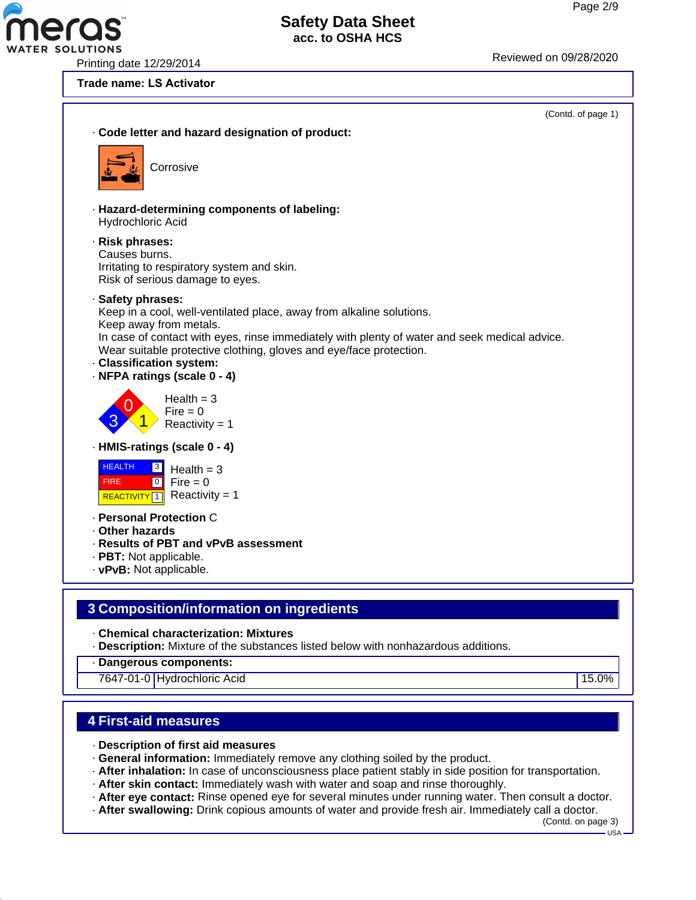**Trade name: LS Activator**

(Contd. of page 1)

· **Code letter and hazard designation of product:**

Corrosive

· **Hazard-determining components of labeling:**
Hydrochloric Acid

· **Risk phrases:**
Causes burns.
Irritating to respiratory system and skin.
Risk of serious damage to eyes.

· **Safety phrases:**
Keep in a cool, well-ventilated place, away from alkaline solutions.
Keep away from metals.
In case of contact with eyes, rinse immediately with plenty of water and seek medical advice.
Wear suitable protective clothing, gloves and eye/face protection.

· **Classification system:**

· **NFPA ratings (scale 0 - 4)**

Health = 3
Fire = 0
Reactivity = 1

· **HMIS-ratings (scale 0 - 4)**

| | |
|---|---|
| HEALTH | 3 |
| FIRE | 0 |
| REACTIVITY | 1 |

Health = 3
Fire = 0
Reactivity = 1

· **Personal Protection** C

· **Other hazards**

· **Results of PBT and vPvB assessment**

· **PBT:** Not applicable.

· **vPvB:** Not applicable.

## 3 Composition/information on ingredients

· **Chemical characterization: Mixtures**

· **Description:** Mixture of the substances listed below with nonhazardous additions.

| · Dangerous components: | | |
|---|---|---|
| 7647-01-0 | Hydrochloric Acid | 15.0% |

## 4 First-aid measures

· **Description of first aid measures**

· **General information:** Immediately remove any clothing soiled by the product.

· **After inhalation:** In case of unconsciousness place patient stably in side position for transportation.

· **After skin contact:** Immediately wash with water and soap and rinse thoroughly.

· **After eye contact:** Rinse opened eye for several minutes under running water. Then consult a doctor.

· **After swallowing:** Drink copious amounts of water and provide fresh air. Immediately call a doctor.

(Contd. on page 3)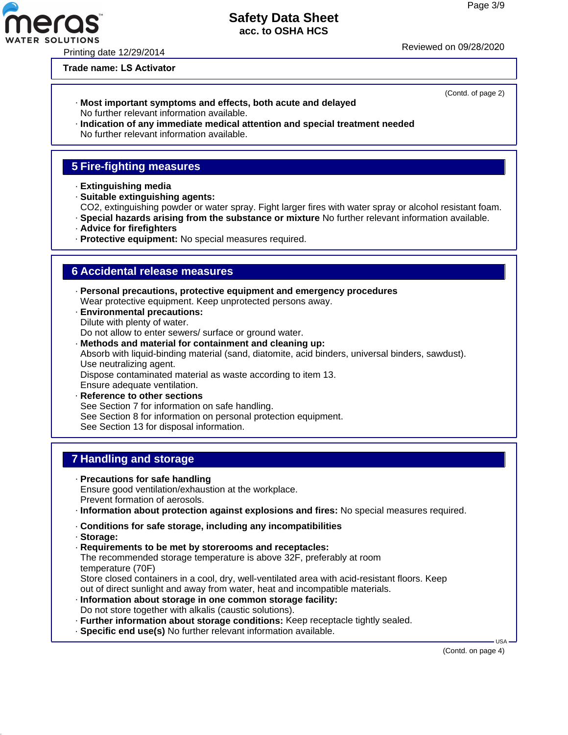Trade name: **LS Activator**

(Contd. of page 2)

- **Most important symptoms and effects, both acute and delayed**
  No further relevant information available.
- **Indication of any immediate medical attention and special treatment needed**
  No further relevant information available.

## 5 Fire-fighting measures

- **Extinguishing media**
- **Suitable extinguishing agents:**
  $CO_2$, extinguishing powder or water spray. Fight larger fires with water spray or alcohol resistant foam.
- **Special hazards arising from the substance or mixture** No further relevant information available.
- **Advice for firefighters**
- **Protective equipment:** No special measures required.

## 6 Accidental release measures

- **Personal precautions, protective equipment and emergency procedures**
  Wear protective equipment. Keep unprotected persons away.
- **Environmental precautions:**
  Dilute with plenty of water.
  Do not allow to enter sewers/ surface or ground water.
- **Methods and material for containment and cleaning up:**
  Absorb with liquid-binding material (sand, diatomite, acid binders, universal binders, sawdust).
  Use neutralizing agent.
  Dispose contaminated material as waste according to item 13.
  Ensure adequate ventilation.
- **Reference to other sections**
  See Section 7 for information on safe handling.
  See Section 8 for information on personal protection equipment.
  See Section 13 for disposal information.

## 7 Handling and storage

- **Precautions for safe handling**
  Ensure good ventilation/exhaustion at the workplace.
  Prevent formation of aerosols.
- **Information about protection against explosions and fires:** No special measures required.

- **Conditions for safe storage, including any incompatibilities**
- **Storage:**
- **Requirements to be met by storerooms and receptacles:**
  The recommended storage temperature is above 32F, preferably at room temperature (70F)
  Store closed containers in a cool, dry, well-ventilated area with acid-resistant floors. Keep out of direct sunlight and away from water, heat and incompatible materials.
- **Information about storage in one common storage facility:**
  Do not store together with alkalis (caustic solutions).
- **Further information about storage conditions:** Keep receptacle tightly sealed.
- **Specific end use(s)** No further relevant information available.

(Contd. on page 4)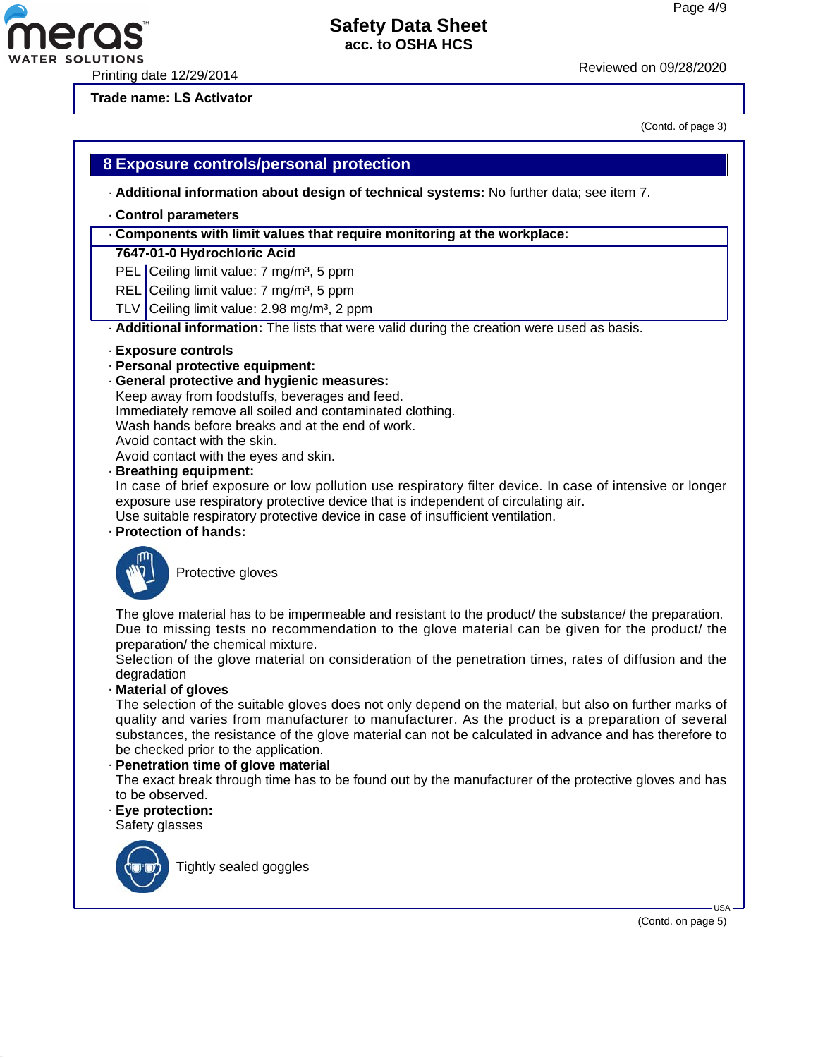**Trade name: LS Activator**

(Contd. of page 3)

## 8 Exposure controls/personal protection

· **Additional information about design of technical systems:** No further data; see item 7.

· **Control parameters**

| · Components with limit values that require monitoring at the workplace: | |
|---|---|
| **7647-01-0 Hydrochloric Acid** | |
| PEL | Ceiling limit value: 7 mg/m³, 5 ppm |
| REL | Ceiling limit value: 7 mg/m³, 5 ppm |
| TLV | Ceiling limit value: 2.98 mg/m³, 2 ppm |

· **Additional information:** The lists that were valid during the creation were used as basis.

· **Exposure controls**
· **Personal protective equipment:**
· **General protective and hygienic measures:**
Keep away from foodstuffs, beverages and feed.
Immediately remove all soiled and contaminated clothing.
Wash hands before breaks and at the end of work.
Avoid contact with the skin.
Avoid contact with the eyes and skin.
· **Breathing equipment:**
In case of brief exposure or low pollution use respiratory filter device. In case of intensive or longer exposure use respiratory protective device that is independent of circulating air.
Use suitable respiratory protective device in case of insufficient ventilation.
· **Protection of hands:**

Protective gloves

The glove material has to be impermeable and resistant to the product/ the substance/ the preparation.
Due to missing tests no recommendation to the glove material can be given for the product/ the preparation/ the chemical mixture.
Selection of the glove material on consideration of the penetration times, rates of diffusion and the degradation
· **Material of gloves**
The selection of the suitable gloves does not only depend on the material, but also on further marks of quality and varies from manufacturer to manufacturer. As the product is a preparation of several substances, the resistance of the glove material can not be calculated in advance and has therefore to be checked prior to the application.
· **Penetration time of glove material**
The exact break through time has to be found out by the manufacturer of the protective gloves and has to be observed.
· **Eye protection:**
Safety glasses

Tightly sealed goggles

(Contd. on page 5)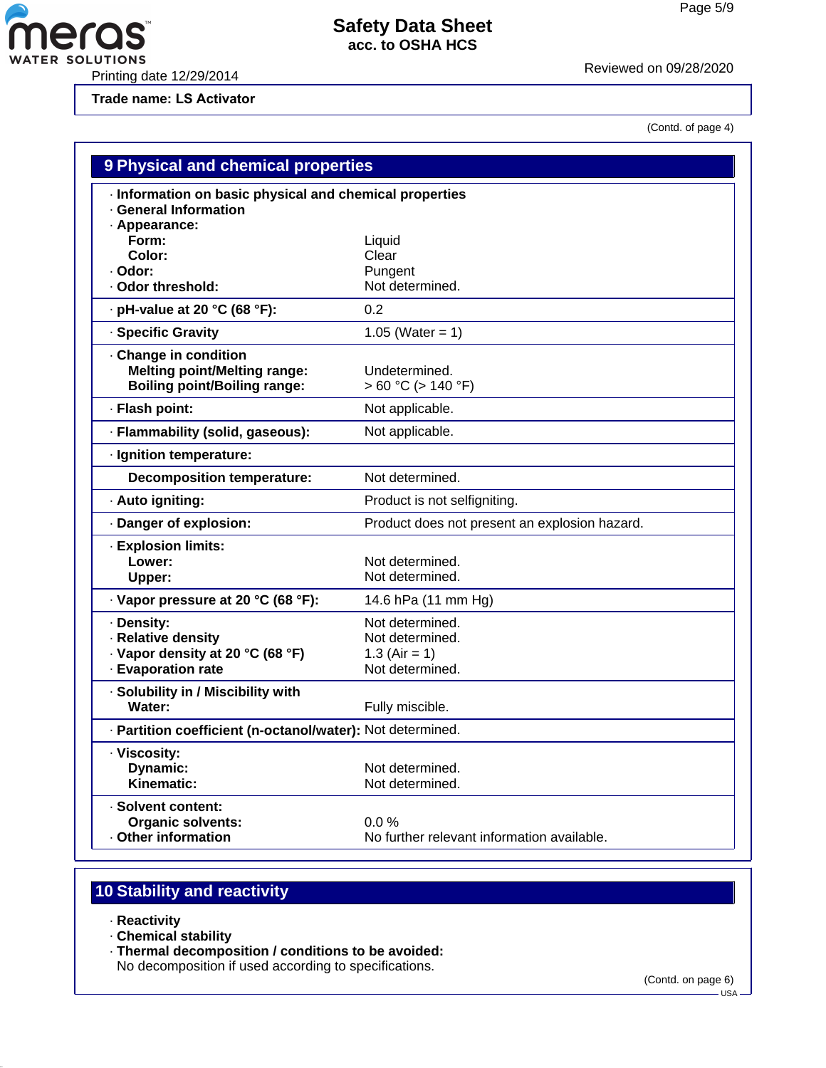Trade name: LS Activator

(Contd. of page 4)

## 9 Physical and chemical properties

| Property | Value |
|---|---|
| · **Information on basic physical and chemical properties** | |
| · **General Information** | |
| · **Appearance:** | |
| **Form:** | Liquid |
| **Color:** | Clear |
| · **Odor:** | Pungent |
| · **Odor threshold:** | Not determined. |
| · **pH-value at 20 °C (68 °F):** | 0.2 |
| · **Specific Gravity** | 1.05 (Water = 1) |
| · **Change in condition** | |
| **Melting point/Melting range:** | Undetermined. |
| **Boiling point/Boiling range:** | > 60 °C (> 140 °F) |
| · **Flash point:** | Not applicable. |
| · **Flammability (solid, gaseous):** | Not applicable. |
| · **Ignition temperature:** | |
| **Decomposition temperature:** | Not determined. |
| · **Auto igniting:** | Product is not selfigniting. |
| · **Danger of explosion:** | Product does not present an explosion hazard. |
| · **Explosion limits:** | |
| **Lower:** | Not determined. |
| **Upper:** | Not determined. |
| · **Vapor pressure at 20 °C (68 °F):** | 14.6 hPa (11 mm Hg) |
| · **Density:** | Not determined. |
| · **Relative density** | Not determined. |
| · **Vapor density at 20 °C (68 °F)** | 1.3 (Air = 1) |
| · **Evaporation rate** | Not determined. |
| · **Solubility in / Miscibility with** | |
| **Water:** | Fully miscible. |
| · **Partition coefficient (n-octanol/water):** | Not determined. |
| · **Viscosity:** | |
| **Dynamic:** | Not determined. |
| **Kinematic:** | Not determined. |
| · **Solvent content:** | |
| **Organic solvents:** | 0.0 % |
| · **Other information** | No further relevant information available. |

## 10 Stability and reactivity

· **Reactivity**
· **Chemical stability**
· **Thermal decomposition / conditions to be avoided:**
No decomposition if used according to specifications.

(Contd. on page 6)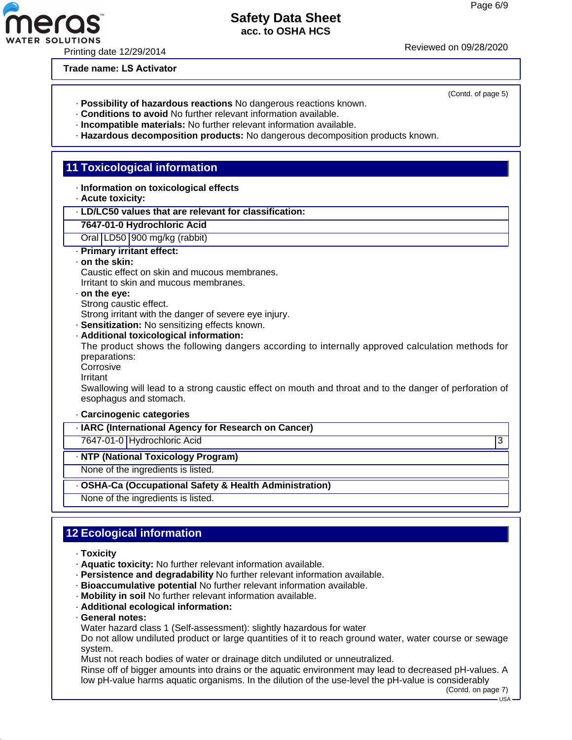**Trade name: LS Activator**

(Contd. of page 5)

· **Possibility of hazardous reactions** No dangerous reactions known.
· **Conditions to avoid** No further relevant information available.
· **Incompatible materials:** No further relevant information available.
· **Hazardous decomposition products:** No dangerous decomposition products known.

## 11 Toxicological information

· **Information on toxicological effects**
· **Acute toxicity:**

| · **LD/LC50 values that are relevant for classification:** | | |
|---|---|---|
| **7647-01-0 Hydrochloric Acid** | | |
| Oral | LD50 | 900 mg/kg (rabbit) |

· **Primary irritant effect:**
· **on the skin:**
Caustic effect on skin and mucous membranes.
Irritant to skin and mucous membranes.
· **on the eye:**
Strong caustic effect.
Strong irritant with the danger of severe eye injury.
· **Sensitization:** No sensitizing effects known.
· **Additional toxicological information:**
The product shows the following dangers according to internally approved calculation methods for preparations:
Corrosive
Irritant
Swallowing will lead to a strong caustic effect on mouth and throat and to the danger of perforation of esophagus and stomach.

· **Carcinogenic categories**

| · **IARC (International Agency for Research on Cancer)** | | |
|---|---|---|
| 7647-01-0 | Hydrochloric Acid | 3 |

| · **NTP (National Toxicology Program)** |
|---|
| None of the ingredients is listed. |

| · **OSHA-Ca (Occupational Safety & Health Administration)** |
|---|
| None of the ingredients is listed. |

## 12 Ecological information

· **Toxicity**
· **Aquatic toxicity:** No further relevant information available.
· **Persistence and degradability** No further relevant information available.
· **Bioaccumulative potential** No further relevant information available.
· **Mobility in soil** No further relevant information available.
· **Additional ecological information:**
· **General notes:**
Water hazard class 1 (Self-assessment): slightly hazardous for water
Do not allow undiluted product or large quantities of it to reach ground water, water course or sewage system.
Must not reach bodies of water or drainage ditch undiluted or unneutralized.
Rinse off of bigger amounts into drains or the aquatic environment may lead to decreased pH-values. A low pH-value harms aquatic organisms. In the dilution of the use-level the pH-value is considerably

(Contd. on page 7)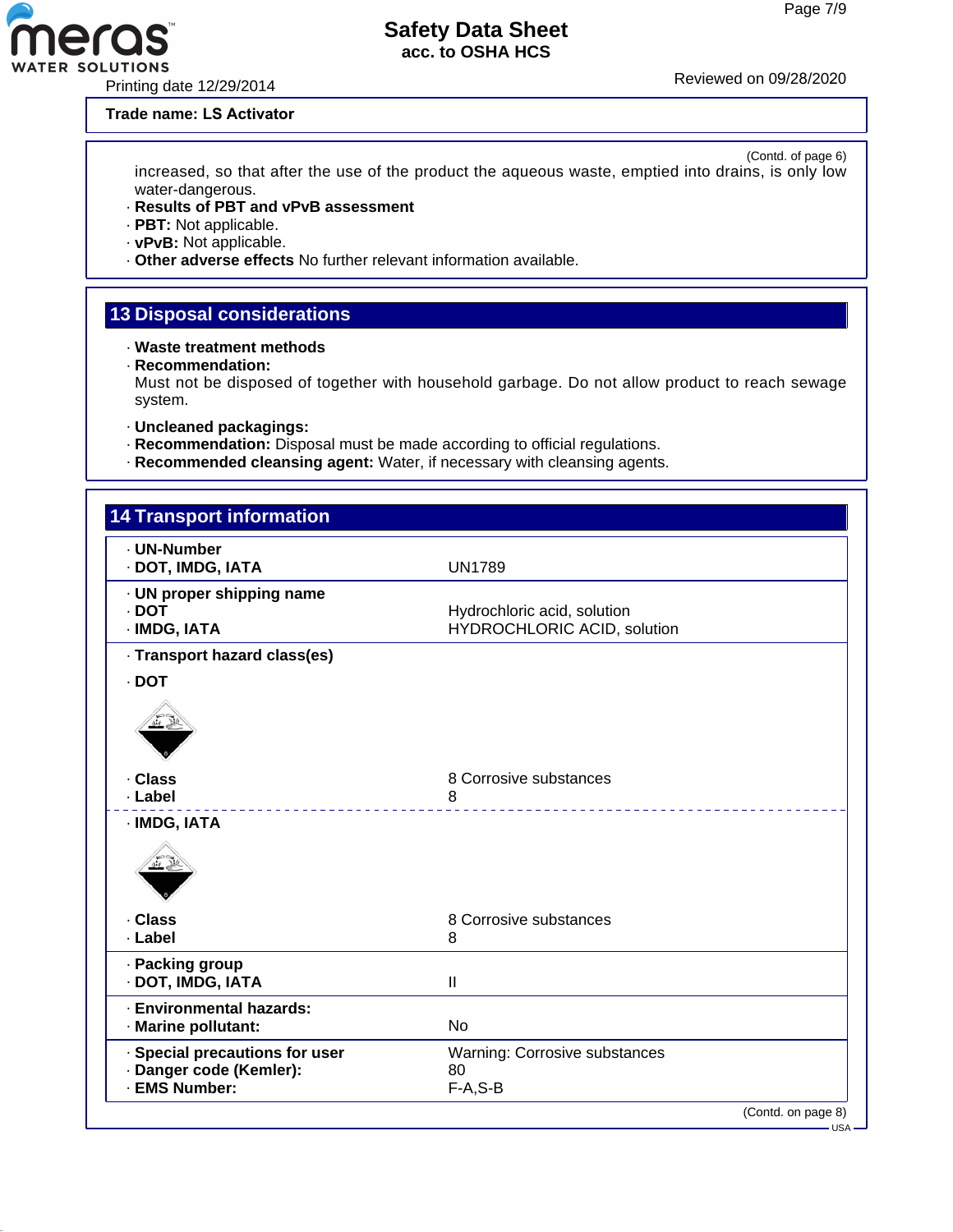**Trade name: LS Activator**

(Contd. of page 6)

increased, so that after the use of the product the aqueous waste, emptied into drains, is only low water-dangerous.

· **Results of PBT and vPvB assessment**
· **PBT:** Not applicable.
· **vPvB:** Not applicable.
· **Other adverse effects** No further relevant information available.

## 13 Disposal considerations

· **Waste treatment methods**
· **Recommendation:**
Must not be disposed of together with household garbage. Do not allow product to reach sewage system.

· **Uncleaned packagings:**
· **Recommendation:** Disposal must be made according to official regulations.
· **Recommended cleansing agent:** Water, if necessary with cleansing agents.

## 14 Transport information

| | |
|---|---|
| · **UN-Number** | |
| · **DOT, IMDG, IATA** | UN1789 |
| · **UN proper shipping name** | |
| · **DOT** | Hydrochloric acid, solution |
| · **IMDG, IATA** | HYDROCHLORIC ACID, solution |
| · **Transport hazard class(es)** | |
| · **DOT** | |
| · **Class** | 8 Corrosive substances |
| · **Label** | 8 |
| · **IMDG, IATA** | |
| · **Class** | 8 Corrosive substances |
| · **Label** | 8 |
| · **Packing group** | |
| · **DOT, IMDG, IATA** | II |
| · **Environmental hazards:** | |
| · **Marine pollutant:** | No |
| · **Special precautions for user** | Warning: Corrosive substances |
| · **Danger code (Kemler):** | 80 |
| · **EMS Number:** | F-A,S-B |

(Contd. on page 8)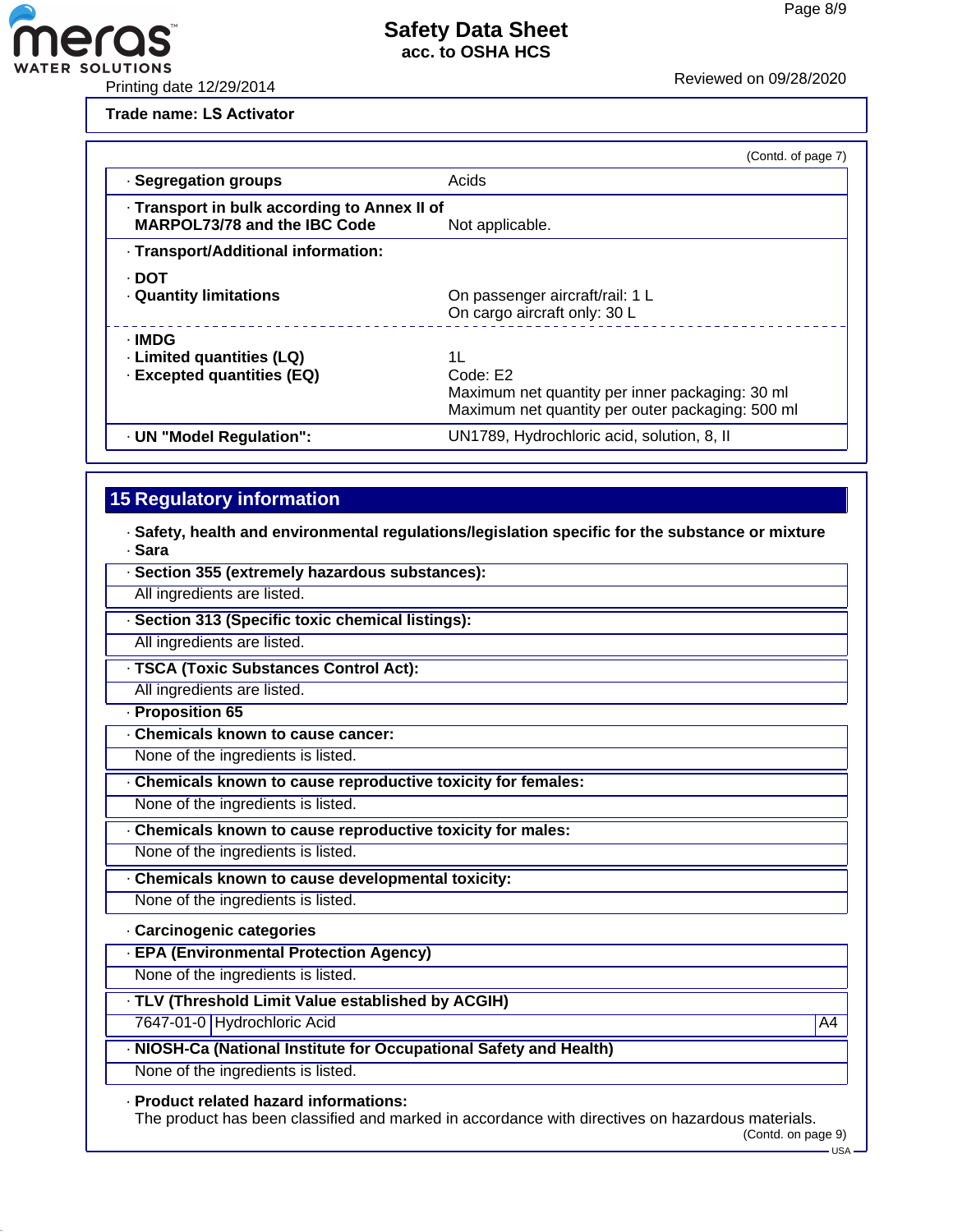**Trade name: LS Activator**

(Contd. of page 7)

| | |
|---|---|
| · **Segregation groups** | Acids |
| · **Transport in bulk according to Annex II of MARPOL73/78 and the IBC Code** | Not applicable. |
| · **Transport/Additional information:** | |
| · **DOT** | |
| · **Quantity limitations** | On passenger aircraft/rail: 1 L<br>On cargo aircraft only: 30 L |
| · **IMDG** | |
| · **Limited quantities (LQ)** | 1L |
| · **Excepted quantities (EQ)** | Code: E2<br>Maximum net quantity per inner packaging: 30 ml<br>Maximum net quantity per outer packaging: 500 ml |
| · **UN "Model Regulation":** | UN1789, Hydrochloric acid, solution, 8, II |

## 15 Regulatory information

· **Safety, health and environmental regulations/legislation specific for the substance or mixture**

· **Sara**

· **Section 355 (extremely hazardous substances):**

All ingredients are listed.

· **Section 313 (Specific toxic chemical listings):**

All ingredients are listed.

· **TSCA (Toxic Substances Control Act):**

All ingredients are listed.

· **Proposition 65**

· **Chemicals known to cause cancer:**

None of the ingredients is listed.

· **Chemicals known to cause reproductive toxicity for females:**

None of the ingredients is listed.

· **Chemicals known to cause reproductive toxicity for males:**

None of the ingredients is listed.

· **Chemicals known to cause developmental toxicity:**

None of the ingredients is listed.

· **Carcinogenic categories**

· **EPA (Environmental Protection Agency)**

None of the ingredients is listed.

· **TLV (Threshold Limit Value established by ACGIH)**

| | | |
|---|---|---|
| 7647-01-0 | Hydrochloric Acid | A4 |

· **NIOSH-Ca (National Institute for Occupational Safety and Health)**

None of the ingredients is listed.

· **Product related hazard informations:**

The product has been classified and marked in accordance with directives on hazardous materials.

(Contd. on page 9)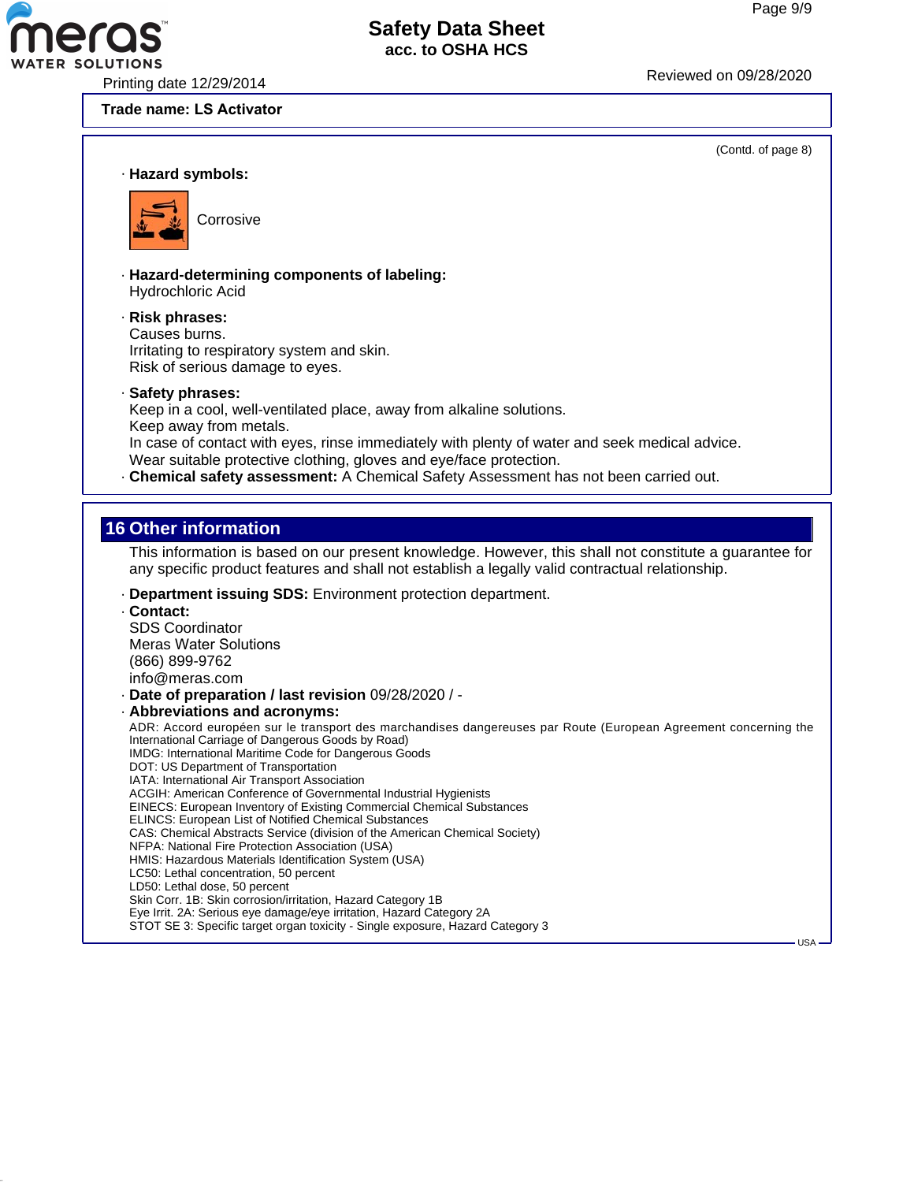**Trade name: LS Activator**

(Contd. of page 8)

· **Hazard symbols:**

Corrosive

· **Hazard-determining components of labeling:**
Hydrochloric Acid

· **Risk phrases:**
Causes burns.
Irritating to respiratory system and skin.
Risk of serious damage to eyes.

· **Safety phrases:**
Keep in a cool, well-ventilated place, away from alkaline solutions.
Keep away from metals.
In case of contact with eyes, rinse immediately with plenty of water and seek medical advice.
Wear suitable protective clothing, gloves and eye/face protection.

· **Chemical safety assessment:** A Chemical Safety Assessment has not been carried out.

## 16 Other information

This information is based on our present knowledge. However, this shall not constitute a guarantee for any specific product features and shall not establish a legally valid contractual relationship.

· **Department issuing SDS:** Environment protection department.

· **Contact:**
SDS Coordinator
Meras Water Solutions
(866) 899-9762
info@meras.com

· **Date of preparation / last revision** 09/28/2020 / -

· **Abbreviations and acronyms:**
ADR: Accord européen sur le transport des marchandises dangereuses par Route (European Agreement concerning the International Carriage of Dangerous Goods by Road)
IMDG: International Maritime Code for Dangerous Goods
DOT: US Department of Transportation
IATA: International Air Transport Association
ACGIH: American Conference of Governmental Industrial Hygienists
EINECS: European Inventory of Existing Commercial Chemical Substances
ELINCS: European List of Notified Chemical Substances
CAS: Chemical Abstracts Service (division of the American Chemical Society)
NFPA: National Fire Protection Association (USA)
HMIS: Hazardous Materials Identification System (USA)
LC50: Lethal concentration, 50 percent
LD50: Lethal dose, 50 percent
Skin Corr. 1B: Skin corrosion/irritation, Hazard Category 1B
Eye Irrit. 2A: Serious eye damage/eye irritation, Hazard Category 2A
STOT SE 3: Specific target organ toxicity - Single exposure, Hazard Category 3